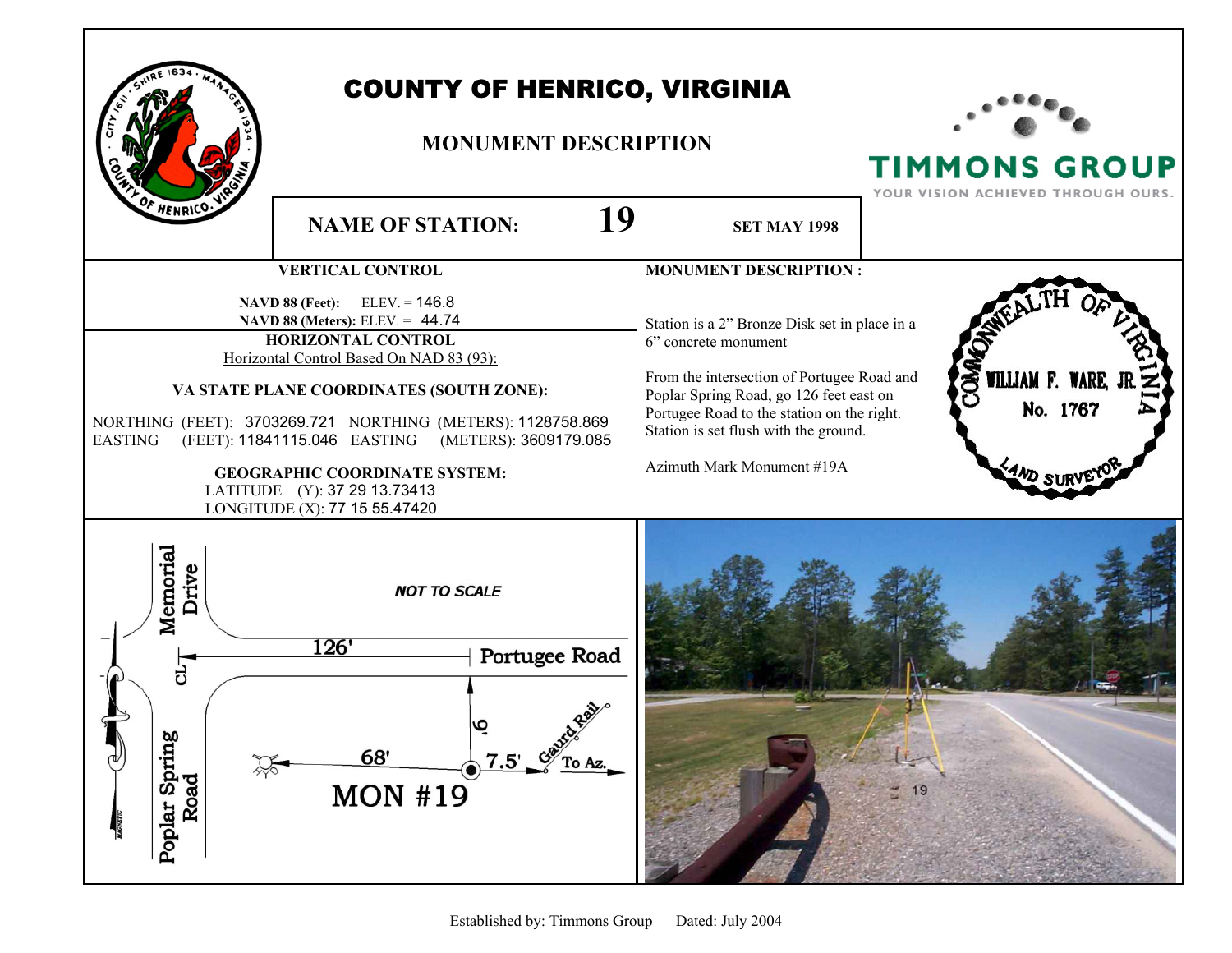# COUNTY OF HENRICO, VIRGINIA

## MONUMENT DESCRIPTION

**NAME OF STATION:** **19** **SET MAY 1998**

### VERTICAL CONTROL

**NAVD 88 (Feet):** ELEV. = 146.8
**NAVD 88 (Meters):** ELEV. = 44.74

### HORIZONTAL CONTROL

Horizontal Control Based On NAD 83 (93):

**VA STATE PLANE COORDINATES (SOUTH ZONE):**

NORTHING (FEET): 3703269.721 NORTHING (METERS): 1128758.869
EASTING (FEET): 11841115.046 EASTING (METERS): 3609179.085

**GEOGRAPHIC COORDINATE SYSTEM:**

LATITUDE (Y): 37 29 13.73413
LONGITUDE (X): 77 15 55.47420

### MONUMENT DESCRIPTION :

Station is a 2" Bronze Disk set in place in a 6" concrete monument

From the intersection of Portugee Road and Poplar Spring Road, go 126 feet east on Portugee Road to the station on the right. Station is set flush with the ground.

Azimuth Mark Monument #19A

COMMONWEALTH OF VIRGINIA
WILLIAM F. WARE, JR.
No. 1767
LAND SURVEYOR

NOT TO SCALE

Memorial Drive
Portugee Road
Poplar Spring Road
CL
126'
9'
68'
7.5'
Gaurd Rail
To Az.
MON #19

Established by: Timmons Group Dated: July 2004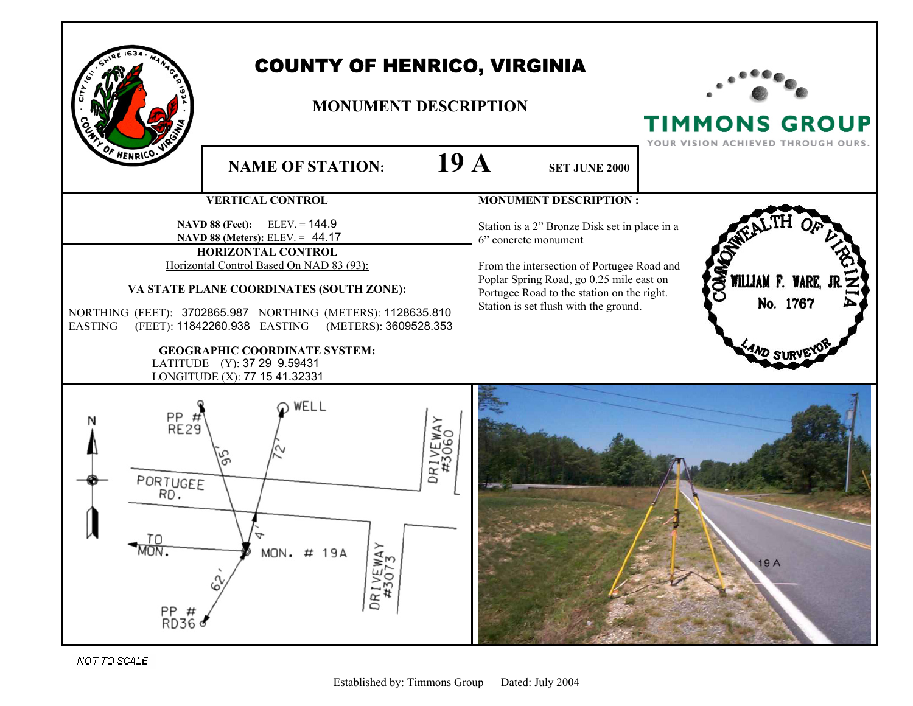# COUNTY OF HENRICO, VIRGINIA

## MONUMENT DESCRIPTION

TIMMONS GROUP
YOUR VISION ACHIEVED THROUGH OURS.

**NAME OF STATION:** **19 A** **SET JUNE 2000**

### VERTICAL CONTROL

**NAVD 88 (Feet):** ELEV. = 144.9
**NAVD 88 (Meters):** ELEV. = 44.17

### HORIZONTAL CONTROL

Horizontal Control Based On NAD 83 (93):

**VA STATE PLANE COORDINATES (SOUTH ZONE):**

NORTHING (FEET): 3702865.987 NORTHING (METERS): 1128635.810
EASTING (FEET): 11842260.938 EASTING (METERS): 3609528.353

**GEOGRAPHIC COORDINATE SYSTEM:**

LATITUDE (Y): 37 29 9.59431
LONGITUDE (X): 77 15 41.32331

### MONUMENT DESCRIPTION :

Station is a 2" Bronze Disk set in place in a 6" concrete monument

From the intersection of Portugee Road and Poplar Spring Road, go 0.25 mile east on Portugee Road to the station on the right. Station is set flush with the ground.

COMMONWEALTH OF VIRGINIA
WILLIAM F. WARE, JR.
No. 1767
LAND SURVEYOR

N
PP # RE29
WELL
DRIVEWAY #3060
95'
72'
PORTUGEE RD.
4'
TO MON.
MON. # 19A
62'
DRIVEWAY #3073
PP # RD36

19 A

NOT TO SCALE

Established by: Timmons Group Dated: July 2004